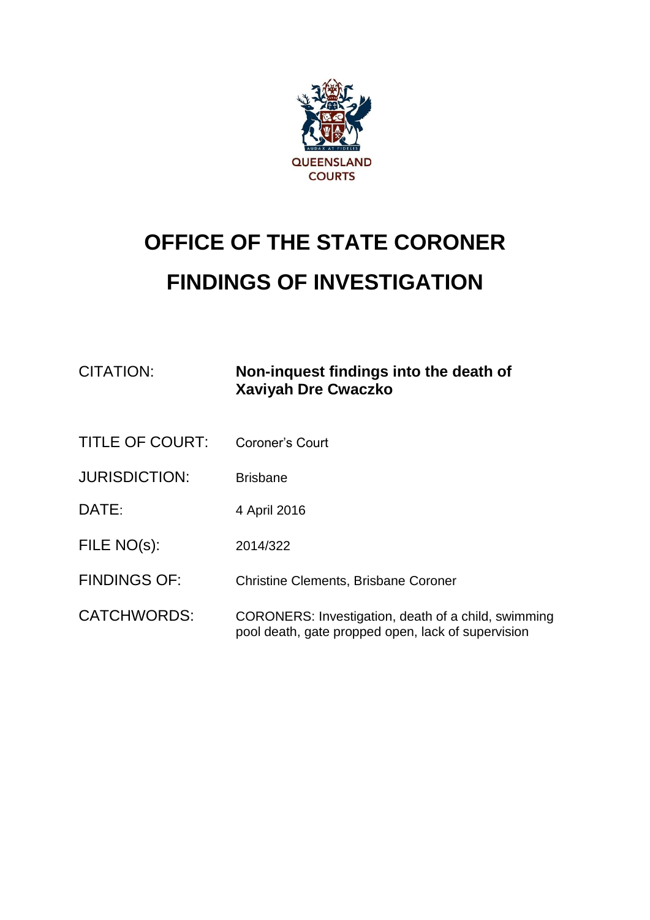QUEENSLAND COURTS

# OFFICE OF THE STATE CORONER

# FINDINGS OF INVESTIGATION

| | |
|---|---|
| CITATION: | **Non-inquest findings into the death of Xaviyah Dre Cwaczko** |
| TITLE OF COURT: | Coroner's Court |
| JURISDICTION: | Brisbane |
| DATE: | 4 April 2016 |
| FILE NO(s): | 2014/322 |
| FINDINGS OF: | Christine Clements, Brisbane Coroner |
| CATCHWORDS: | CORONERS: Investigation, death of a child, swimming pool death, gate propped open, lack of supervision |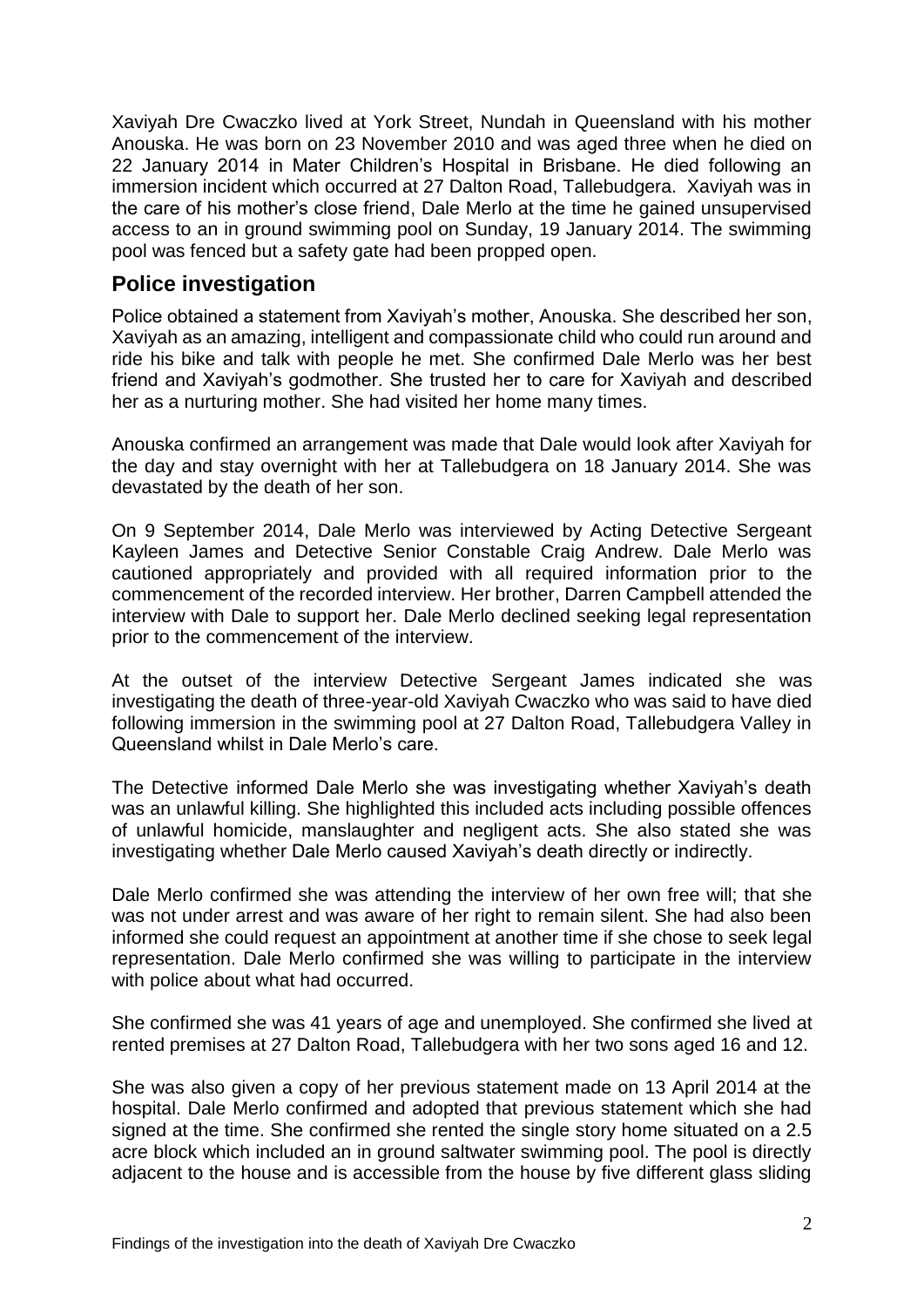Xaviyah Dre Cwaczko lived at York Street, Nundah in Queensland with his mother Anouska. He was born on 23 November 2010 and was aged three when he died on 22 January 2014 in Mater Children's Hospital in Brisbane. He died following an immersion incident which occurred at 27 Dalton Road, Tallebudgera. Xaviyah was in the care of his mother's close friend, Dale Merlo at the time he gained unsupervised access to an in ground swimming pool on Sunday, 19 January 2014. The swimming pool was fenced but a safety gate had been propped open.

## Police investigation

Police obtained a statement from Xaviyah's mother, Anouska. She described her son, Xaviyah as an amazing, intelligent and compassionate child who could run around and ride his bike and talk with people he met. She confirmed Dale Merlo was her best friend and Xaviyah's godmother. She trusted her to care for Xaviyah and described her as a nurturing mother. She had visited her home many times.

Anouska confirmed an arrangement was made that Dale would look after Xaviyah for the day and stay overnight with her at Tallebudgera on 18 January 2014. She was devastated by the death of her son.

On 9 September 2014, Dale Merlo was interviewed by Acting Detective Sergeant Kayleen James and Detective Senior Constable Craig Andrew. Dale Merlo was cautioned appropriately and provided with all required information prior to the commencement of the recorded interview. Her brother, Darren Campbell attended the interview with Dale to support her. Dale Merlo declined seeking legal representation prior to the commencement of the interview.

At the outset of the interview Detective Sergeant James indicated she was investigating the death of three-year-old Xaviyah Cwaczko who was said to have died following immersion in the swimming pool at 27 Dalton Road, Tallebudgera Valley in Queensland whilst in Dale Merlo's care.

The Detective informed Dale Merlo she was investigating whether Xaviyah's death was an unlawful killing. She highlighted this included acts including possible offences of unlawful homicide, manslaughter and negligent acts. She also stated she was investigating whether Dale Merlo caused Xaviyah's death directly or indirectly.

Dale Merlo confirmed she was attending the interview of her own free will; that she was not under arrest and was aware of her right to remain silent. She had also been informed she could request an appointment at another time if she chose to seek legal representation. Dale Merlo confirmed she was willing to participate in the interview with police about what had occurred.

She confirmed she was 41 years of age and unemployed. She confirmed she lived at rented premises at 27 Dalton Road, Tallebudgera with her two sons aged 16 and 12.

She was also given a copy of her previous statement made on 13 April 2014 at the hospital. Dale Merlo confirmed and adopted that previous statement which she had signed at the time. She confirmed she rented the single story home situated on a 2.5 acre block which included an in ground saltwater swimming pool. The pool is directly adjacent to the house and is accessible from the house by five different glass sliding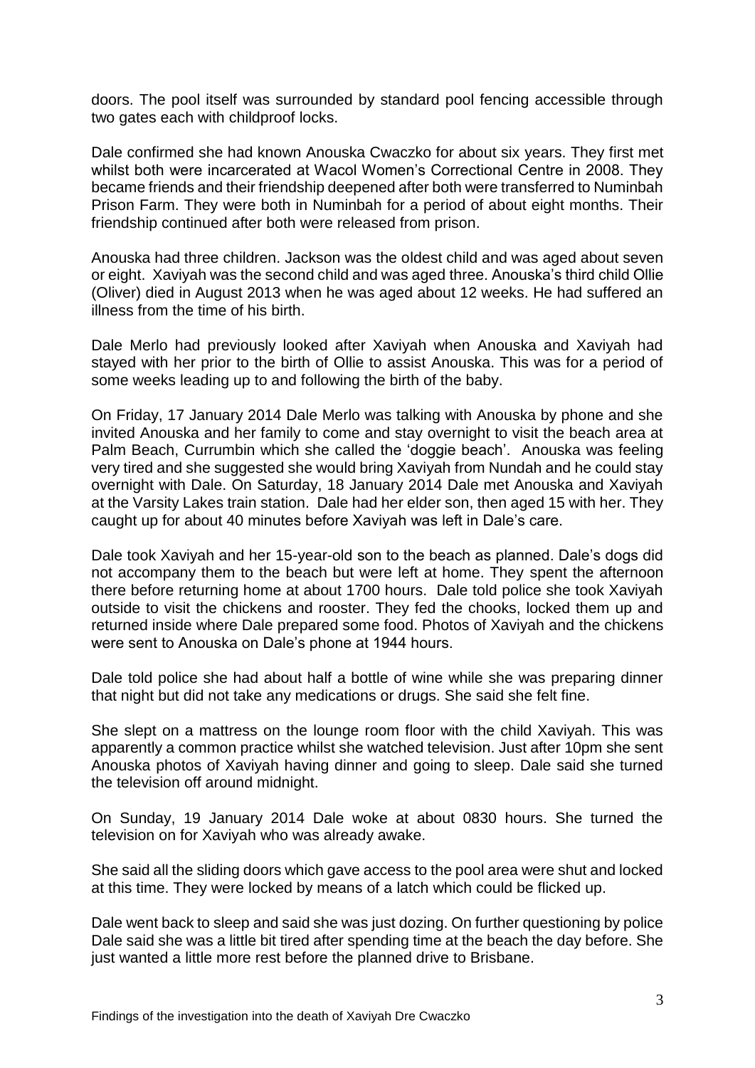doors. The pool itself was surrounded by standard pool fencing accessible through two gates each with childproof locks.

Dale confirmed she had known Anouska Cwaczko for about six years. They first met whilst both were incarcerated at Wacol Women's Correctional Centre in 2008. They became friends and their friendship deepened after both were transferred to Numinbah Prison Farm. They were both in Numinbah for a period of about eight months. Their friendship continued after both were released from prison.

Anouska had three children. Jackson was the oldest child and was aged about seven or eight. Xaviyah was the second child and was aged three. Anouska's third child Ollie (Oliver) died in August 2013 when he was aged about 12 weeks. He had suffered an illness from the time of his birth.

Dale Merlo had previously looked after Xaviyah when Anouska and Xaviyah had stayed with her prior to the birth of Ollie to assist Anouska. This was for a period of some weeks leading up to and following the birth of the baby.

On Friday, 17 January 2014 Dale Merlo was talking with Anouska by phone and she invited Anouska and her family to come and stay overnight to visit the beach area at Palm Beach, Currumbin which she called the 'doggie beach'. Anouska was feeling very tired and she suggested she would bring Xaviyah from Nundah and he could stay overnight with Dale. On Saturday, 18 January 2014 Dale met Anouska and Xaviyah at the Varsity Lakes train station. Dale had her elder son, then aged 15 with her. They caught up for about 40 minutes before Xaviyah was left in Dale's care.

Dale took Xaviyah and her 15-year-old son to the beach as planned. Dale's dogs did not accompany them to the beach but were left at home. They spent the afternoon there before returning home at about 1700 hours. Dale told police she took Xaviyah outside to visit the chickens and rooster. They fed the chooks, locked them up and returned inside where Dale prepared some food. Photos of Xaviyah and the chickens were sent to Anouska on Dale's phone at 1944 hours.

Dale told police she had about half a bottle of wine while she was preparing dinner that night but did not take any medications or drugs. She said she felt fine.

She slept on a mattress on the lounge room floor with the child Xaviyah. This was apparently a common practice whilst she watched television. Just after 10pm she sent Anouska photos of Xaviyah having dinner and going to sleep. Dale said she turned the television off around midnight.

On Sunday, 19 January 2014 Dale woke at about 0830 hours. She turned the television on for Xaviyah who was already awake.

She said all the sliding doors which gave access to the pool area were shut and locked at this time. They were locked by means of a latch which could be flicked up.

Dale went back to sleep and said she was just dozing. On further questioning by police Dale said she was a little bit tired after spending time at the beach the day before. She just wanted a little more rest before the planned drive to Brisbane.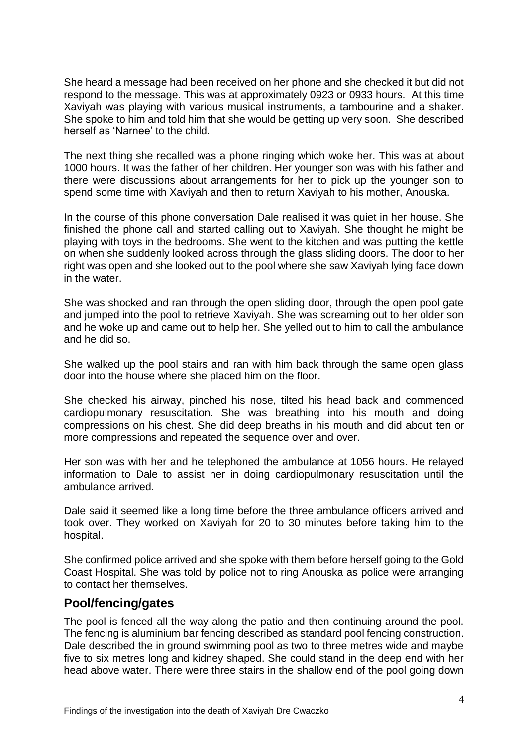She heard a message had been received on her phone and she checked it but did not respond to the message. This was at approximately 0923 or 0933 hours. At this time Xaviyah was playing with various musical instruments, a tambourine and a shaker. She spoke to him and told him that she would be getting up very soon. She described herself as 'Narnee' to the child.

The next thing she recalled was a phone ringing which woke her. This was at about 1000 hours. It was the father of her children. Her younger son was with his father and there were discussions about arrangements for her to pick up the younger son to spend some time with Xaviyah and then to return Xaviyah to his mother, Anouska.

In the course of this phone conversation Dale realised it was quiet in her house. She finished the phone call and started calling out to Xaviyah. She thought he might be playing with toys in the bedrooms. She went to the kitchen and was putting the kettle on when she suddenly looked across through the glass sliding doors. The door to her right was open and she looked out to the pool where she saw Xaviyah lying face down in the water.

She was shocked and ran through the open sliding door, through the open pool gate and jumped into the pool to retrieve Xaviyah. She was screaming out to her older son and he woke up and came out to help her. She yelled out to him to call the ambulance and he did so.

She walked up the pool stairs and ran with him back through the same open glass door into the house where she placed him on the floor.

She checked his airway, pinched his nose, tilted his head back and commenced cardiopulmonary resuscitation. She was breathing into his mouth and doing compressions on his chest. She did deep breaths in his mouth and did about ten or more compressions and repeated the sequence over and over.

Her son was with her and he telephoned the ambulance at 1056 hours. He relayed information to Dale to assist her in doing cardiopulmonary resuscitation until the ambulance arrived.

Dale said it seemed like a long time before the three ambulance officers arrived and took over. They worked on Xaviyah for 20 to 30 minutes before taking him to the hospital.

She confirmed police arrived and she spoke with them before herself going to the Gold Coast Hospital. She was told by police not to ring Anouska as police were arranging to contact her themselves.

## Pool/fencing/gates

The pool is fenced all the way along the patio and then continuing around the pool. The fencing is aluminium bar fencing described as standard pool fencing construction. Dale described the in ground swimming pool as two to three metres wide and maybe five to six metres long and kidney shaped. She could stand in the deep end with her head above water. There were three stairs in the shallow end of the pool going down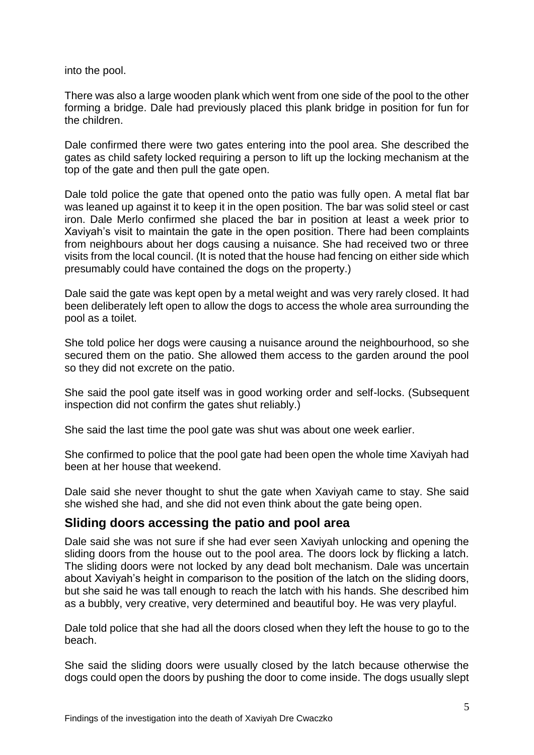into the pool.

There was also a large wooden plank which went from one side of the pool to the other forming a bridge. Dale had previously placed this plank bridge in position for fun for the children.

Dale confirmed there were two gates entering into the pool area. She described the gates as child safety locked requiring a person to lift up the locking mechanism at the top of the gate and then pull the gate open.

Dale told police the gate that opened onto the patio was fully open. A metal flat bar was leaned up against it to keep it in the open position. The bar was solid steel or cast iron. Dale Merlo confirmed she placed the bar in position at least a week prior to Xaviyah's visit to maintain the gate in the open position. There had been complaints from neighbours about her dogs causing a nuisance. She had received two or three visits from the local council. (It is noted that the house had fencing on either side which presumably could have contained the dogs on the property.)

Dale said the gate was kept open by a metal weight and was very rarely closed. It had been deliberately left open to allow the dogs to access the whole area surrounding the pool as a toilet.

She told police her dogs were causing a nuisance around the neighbourhood, so she secured them on the patio. She allowed them access to the garden around the pool so they did not excrete on the patio.

She said the pool gate itself was in good working order and self-locks. (Subsequent inspection did not confirm the gates shut reliably.)

She said the last time the pool gate was shut was about one week earlier.

She confirmed to police that the pool gate had been open the whole time Xaviyah had been at her house that weekend.

Dale said she never thought to shut the gate when Xaviyah came to stay. She said she wished she had, and she did not even think about the gate being open.

## Sliding doors accessing the patio and pool area

Dale said she was not sure if she had ever seen Xaviyah unlocking and opening the sliding doors from the house out to the pool area. The doors lock by flicking a latch. The sliding doors were not locked by any dead bolt mechanism. Dale was uncertain about Xaviyah's height in comparison to the position of the latch on the sliding doors, but she said he was tall enough to reach the latch with his hands. She described him as a bubbly, very creative, very determined and beautiful boy. He was very playful.

Dale told police that she had all the doors closed when they left the house to go to the beach.

She said the sliding doors were usually closed by the latch because otherwise the dogs could open the doors by pushing the door to come inside. The dogs usually slept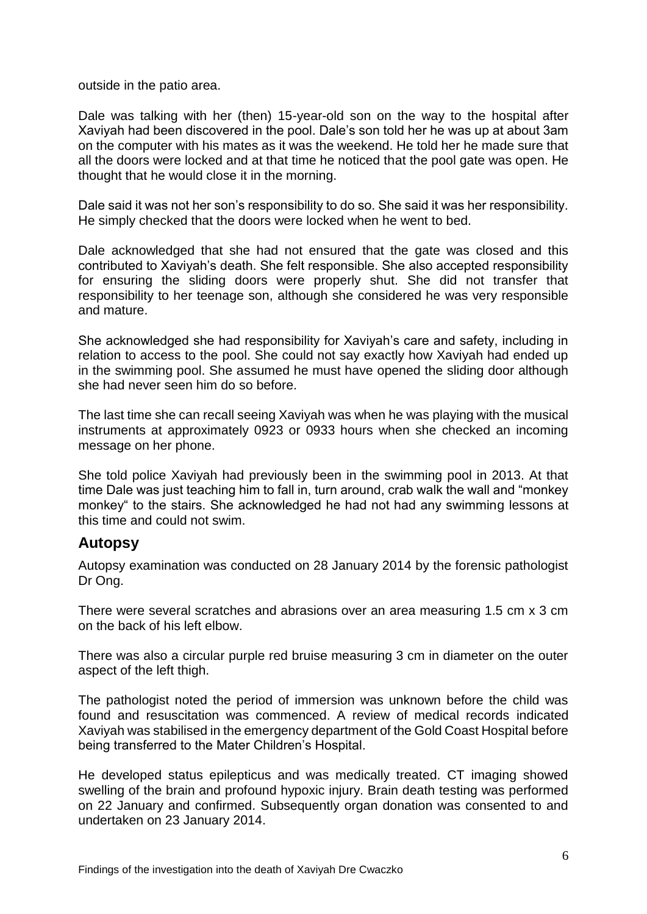outside in the patio area.

Dale was talking with her (then) 15-year-old son on the way to the hospital after Xaviyah had been discovered in the pool. Dale's son told her he was up at about 3am on the computer with his mates as it was the weekend. He told her he made sure that all the doors were locked and at that time he noticed that the pool gate was open. He thought that he would close it in the morning.

Dale said it was not her son's responsibility to do so. She said it was her responsibility. He simply checked that the doors were locked when he went to bed.

Dale acknowledged that she had not ensured that the gate was closed and this contributed to Xaviyah's death. She felt responsible. She also accepted responsibility for ensuring the sliding doors were properly shut. She did not transfer that responsibility to her teenage son, although she considered he was very responsible and mature.

She acknowledged she had responsibility for Xaviyah's care and safety, including in relation to access to the pool. She could not say exactly how Xaviyah had ended up in the swimming pool. She assumed he must have opened the sliding door although she had never seen him do so before.

The last time she can recall seeing Xaviyah was when he was playing with the musical instruments at approximately 0923 or 0933 hours when she checked an incoming message on her phone.

She told police Xaviyah had previously been in the swimming pool in 2013. At that time Dale was just teaching him to fall in, turn around, crab walk the wall and "monkey monkey" to the stairs. She acknowledged he had not had any swimming lessons at this time and could not swim.

## Autopsy

Autopsy examination was conducted on 28 January 2014 by the forensic pathologist Dr Ong.

There were several scratches and abrasions over an area measuring 1.5 cm x 3 cm on the back of his left elbow.

There was also a circular purple red bruise measuring 3 cm in diameter on the outer aspect of the left thigh.

The pathologist noted the period of immersion was unknown before the child was found and resuscitation was commenced. A review of medical records indicated Xaviyah was stabilised in the emergency department of the Gold Coast Hospital before being transferred to the Mater Children's Hospital.

He developed status epilepticus and was medically treated. CT imaging showed swelling of the brain and profound hypoxic injury. Brain death testing was performed on 22 January and confirmed. Subsequently organ donation was consented to and undertaken on 23 January 2014.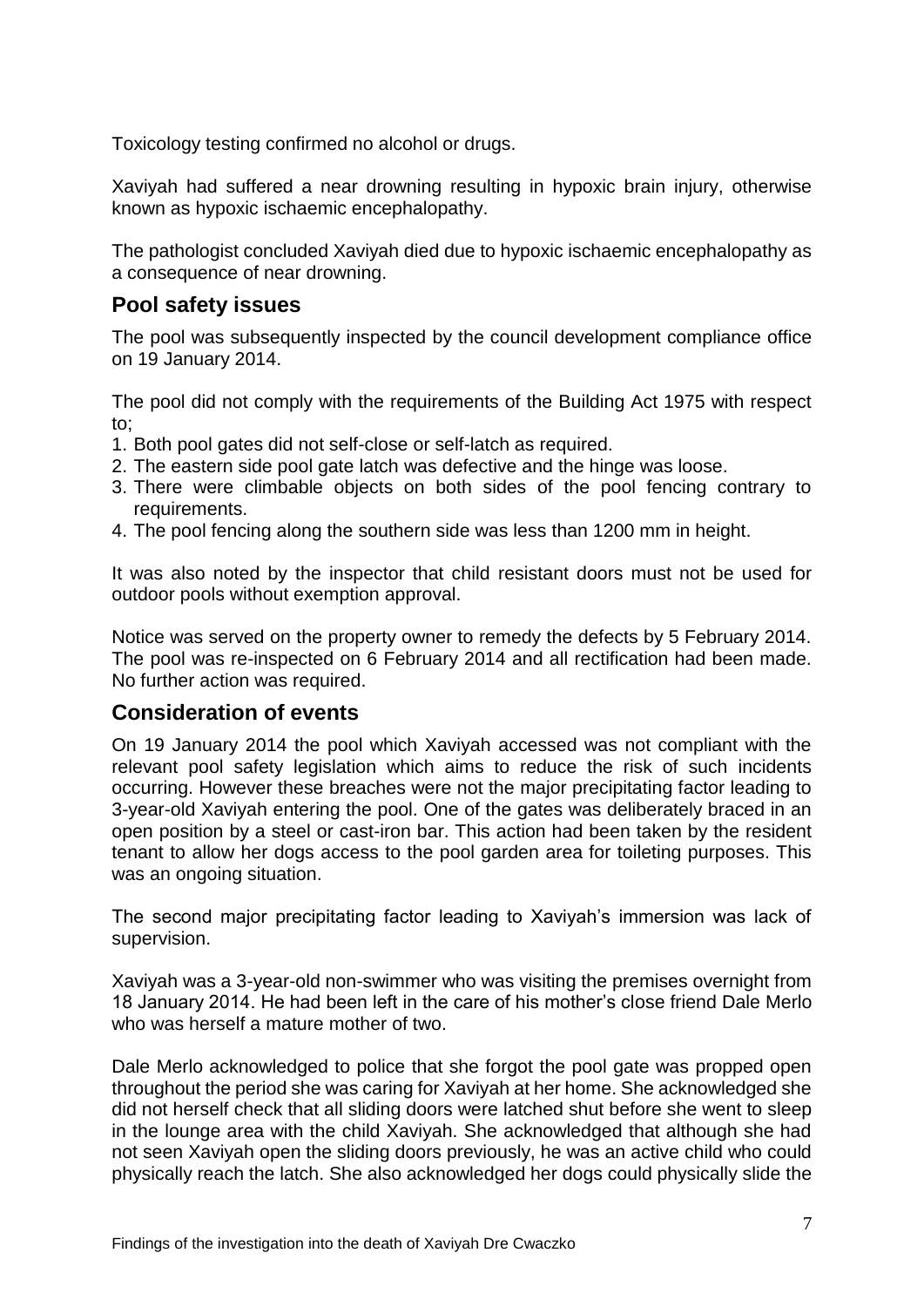Toxicology testing confirmed no alcohol or drugs.

Xaviyah had suffered a near drowning resulting in hypoxic brain injury, otherwise known as hypoxic ischaemic encephalopathy.

The pathologist concluded Xaviyah died due to hypoxic ischaemic encephalopathy as a consequence of near drowning.

## Pool safety issues

The pool was subsequently inspected by the council development compliance office on 19 January 2014.

The pool did not comply with the requirements of the Building Act 1975 with respect to;

1. Both pool gates did not self-close or self-latch as required.
2. The eastern side pool gate latch was defective and the hinge was loose.
3. There were climbable objects on both sides of the pool fencing contrary to requirements.
4. The pool fencing along the southern side was less than 1200 mm in height.

It was also noted by the inspector that child resistant doors must not be used for outdoor pools without exemption approval.

Notice was served on the property owner to remedy the defects by 5 February 2014. The pool was re-inspected on 6 February 2014 and all rectification had been made. No further action was required.

## Consideration of events

On 19 January 2014 the pool which Xaviyah accessed was not compliant with the relevant pool safety legislation which aims to reduce the risk of such incidents occurring. However these breaches were not the major precipitating factor leading to 3-year-old Xaviyah entering the pool. One of the gates was deliberately braced in an open position by a steel or cast-iron bar. This action had been taken by the resident tenant to allow her dogs access to the pool garden area for toileting purposes. This was an ongoing situation.

The second major precipitating factor leading to Xaviyah's immersion was lack of supervision.

Xaviyah was a 3-year-old non-swimmer who was visiting the premises overnight from 18 January 2014. He had been left in the care of his mother's close friend Dale Merlo who was herself a mature mother of two.

Dale Merlo acknowledged to police that she forgot the pool gate was propped open throughout the period she was caring for Xaviyah at her home. She acknowledged she did not herself check that all sliding doors were latched shut before she went to sleep in the lounge area with the child Xaviyah. She acknowledged that although she had not seen Xaviyah open the sliding doors previously, he was an active child who could physically reach the latch. She also acknowledged her dogs could physically slide the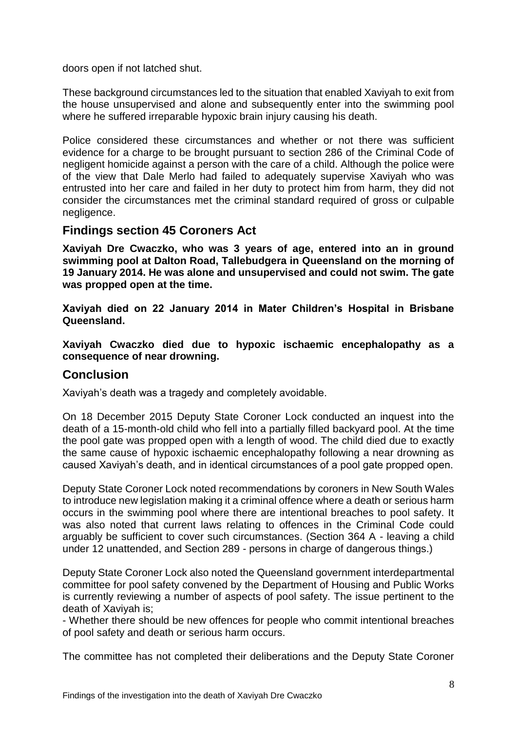doors open if not latched shut.

These background circumstances led to the situation that enabled Xaviyah to exit from the house unsupervised and alone and subsequently enter into the swimming pool where he suffered irreparable hypoxic brain injury causing his death.

Police considered these circumstances and whether or not there was sufficient evidence for a charge to be brought pursuant to section 286 of the Criminal Code of negligent homicide against a person with the care of a child. Although the police were of the view that Dale Merlo had failed to adequately supervise Xaviyah who was entrusted into her care and failed in her duty to protect him from harm, they did not consider the circumstances met the criminal standard required of gross or culpable negligence.

## Findings section 45 Coroners Act

**Xaviyah Dre Cwaczko, who was 3 years of age, entered into an in ground swimming pool at Dalton Road, Tallebudgera in Queensland on the morning of 19 January 2014. He was alone and unsupervised and could not swim. The gate was propped open at the time.**

**Xaviyah died on 22 January 2014 in Mater Children's Hospital in Brisbane Queensland.**

**Xaviyah Cwaczko died due to hypoxic ischaemic encephalopathy as a consequence of near drowning.**

## Conclusion

Xaviyah's death was a tragedy and completely avoidable.

On 18 December 2015 Deputy State Coroner Lock conducted an inquest into the death of a 15-month-old child who fell into a partially filled backyard pool. At the time the pool gate was propped open with a length of wood. The child died due to exactly the same cause of hypoxic ischaemic encephalopathy following a near drowning as caused Xaviyah's death, and in identical circumstances of a pool gate propped open.

Deputy State Coroner Lock noted recommendations by coroners in New South Wales to introduce new legislation making it a criminal offence where a death or serious harm occurs in the swimming pool where there are intentional breaches to pool safety. It was also noted that current laws relating to offences in the Criminal Code could arguably be sufficient to cover such circumstances. (Section 364 A - leaving a child under 12 unattended, and Section 289 - persons in charge of dangerous things.)

Deputy State Coroner Lock also noted the Queensland government interdepartmental committee for pool safety convened by the Department of Housing and Public Works is currently reviewing a number of aspects of pool safety. The issue pertinent to the death of Xaviyah is;

- Whether there should be new offences for people who commit intentional breaches of pool safety and death or serious harm occurs.

The committee has not completed their deliberations and the Deputy State Coroner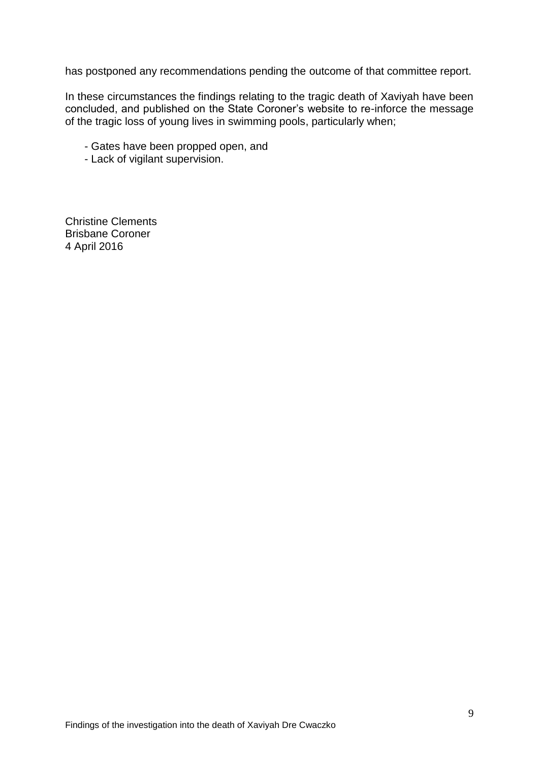has postponed any recommendations pending the outcome of that committee report.

In these circumstances the findings relating to the tragic death of Xaviyah have been concluded, and published on the State Coroner's website to re-inforce the message of the tragic loss of young lives in swimming pools, particularly when;

- Gates have been propped open, and
- Lack of vigilant supervision.

Christine Clements  
Brisbane Coroner  
4 April 2016